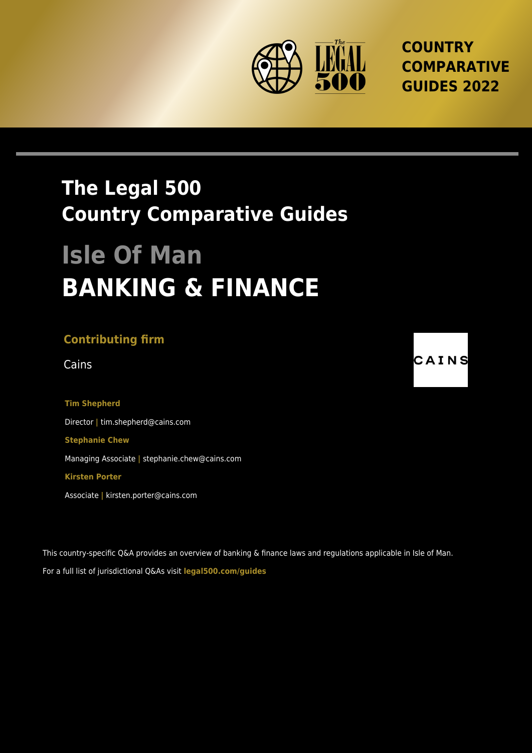COUNTRY COMPARATIVE GUIDES 2022

# The Legal 500 Country Comparative Guides

# Isle Of Man
# BANKING & FINANCE

**Contributing firm**

Cains

CAINS

**Tim Shepherd**

Director | tim.shepherd@cains.com

**Stephanie Chew**

Managing Associate | stephanie.chew@cains.com

**Kirsten Porter**

Associate | kirsten.porter@cains.com

This country-specific Q&A provides an overview of banking & finance laws and regulations applicable in Isle of Man.

For a full list of jurisdictional Q&As visit **legal500.com/guides**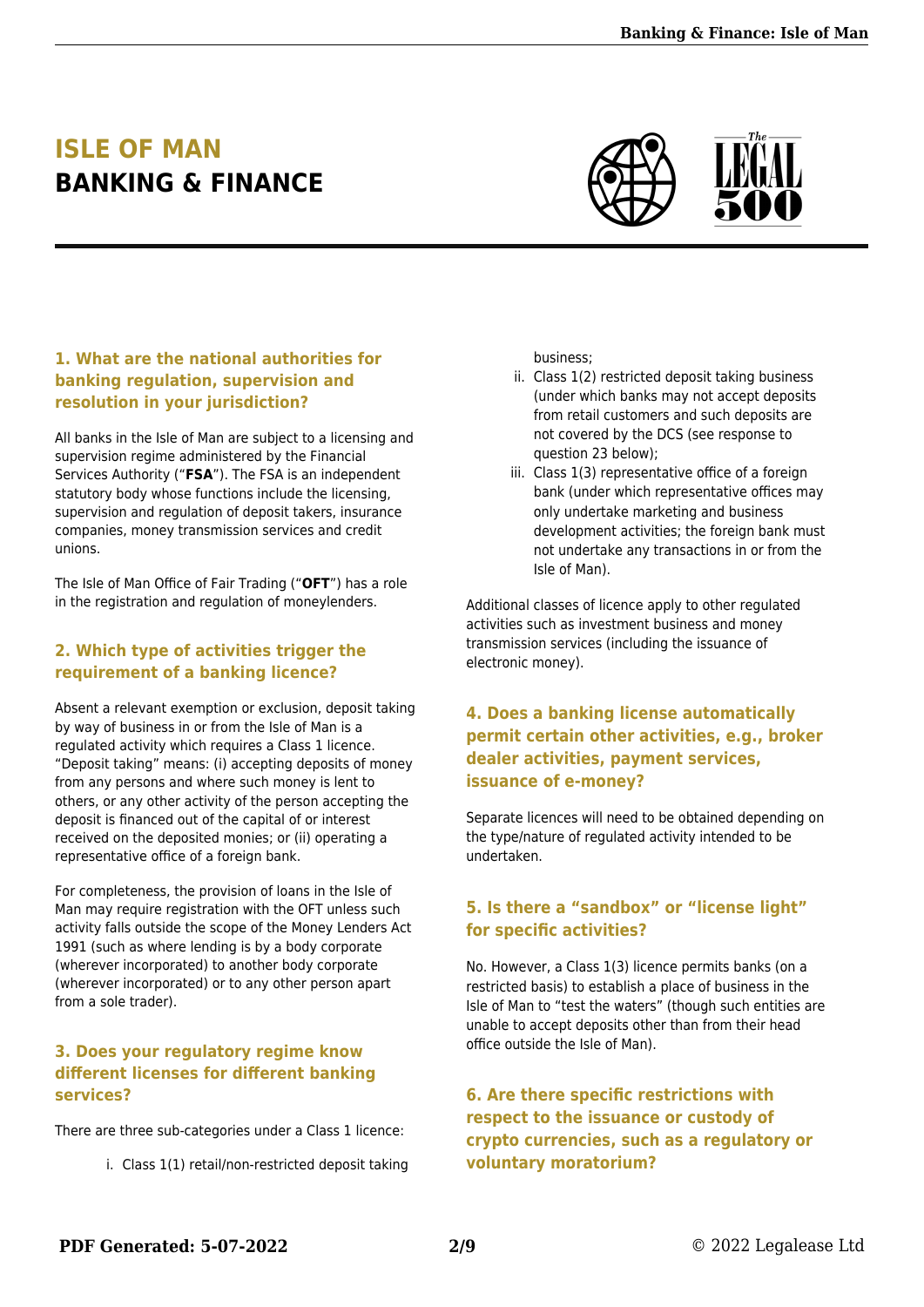# ISLE OF MAN
# BANKING & FINANCE

### 1. What are the national authorities for banking regulation, supervision and resolution in your jurisdiction?

All banks in the Isle of Man are subject to a licensing and supervision regime administered by the Financial Services Authority ("**FSA**"). The FSA is an independent statutory body whose functions include the licensing, supervision and regulation of deposit takers, insurance companies, money transmission services and credit unions.

The Isle of Man Office of Fair Trading ("**OFT**") has a role in the registration and regulation of moneylenders.

### 2. Which type of activities trigger the requirement of a banking licence?

Absent a relevant exemption or exclusion, deposit taking by way of business in or from the Isle of Man is a regulated activity which requires a Class 1 licence. "Deposit taking" means: (i) accepting deposits of money from any persons and where such money is lent to others, or any other activity of the person accepting the deposit is financed out of the capital of or interest received on the deposited monies; or (ii) operating a representative office of a foreign bank.

For completeness, the provision of loans in the Isle of Man may require registration with the OFT unless such activity falls outside the scope of the Money Lenders Act 1991 (such as where lending is by a body corporate (wherever incorporated) to another body corporate (wherever incorporated) or to any other person apart from a sole trader).

### 3. Does your regulatory regime know different licenses for different banking services?

There are three sub-categories under a Class 1 licence:

i. Class 1(1) retail/non-restricted deposit taking business;
ii. Class 1(2) restricted deposit taking business (under which banks may not accept deposits from retail customers and such deposits are not covered by the DCS (see response to question 23 below);
iii. Class 1(3) representative office of a foreign bank (under which representative offices may only undertake marketing and business development activities; the foreign bank must not undertake any transactions in or from the Isle of Man).

Additional classes of licence apply to other regulated activities such as investment business and money transmission services (including the issuance of electronic money).

### 4. Does a banking license automatically permit certain other activities, e.g., broker dealer activities, payment services, issuance of e-money?

Separate licences will need to be obtained depending on the type/nature of regulated activity intended to be undertaken.

### 5. Is there a "sandbox" or "license light" for specific activities?

No. However, a Class 1(3) licence permits banks (on a restricted basis) to establish a place of business in the Isle of Man to "test the waters" (though such entities are unable to accept deposits other than from their head office outside the Isle of Man).

### 6. Are there specific restrictions with respect to the issuance or custody of crypto currencies, such as a regulatory or voluntary moratorium?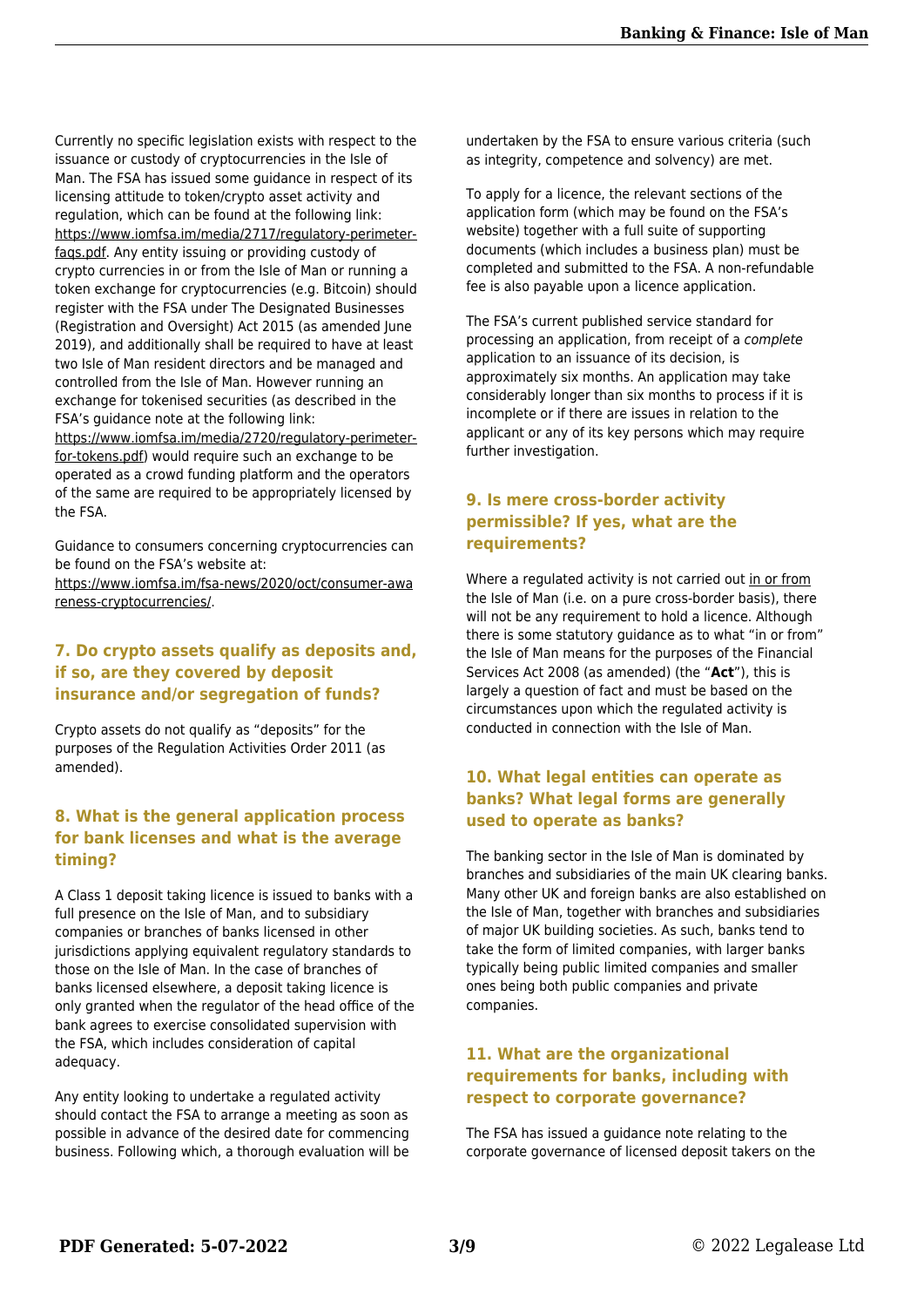Currently no specific legislation exists with respect to the issuance or custody of cryptocurrencies in the Isle of Man. The FSA has issued some guidance in respect of its licensing attitude to token/crypto asset activity and regulation, which can be found at the following link: https://www.iomfsa.im/media/2717/regulatory-perimeter-faqs.pdf. Any entity issuing or providing custody of crypto currencies in or from the Isle of Man or running a token exchange for cryptocurrencies (e.g. Bitcoin) should register with the FSA under The Designated Businesses (Registration and Oversight) Act 2015 (as amended June 2019), and additionally shall be required to have at least two Isle of Man resident directors and be managed and controlled from the Isle of Man. However running an exchange for tokenised securities (as described in the FSA's guidance note at the following link: https://www.iomfsa.im/media/2720/regulatory-perimeter-for-tokens.pdf) would require such an exchange to be operated as a crowd funding platform and the operators of the same are required to be appropriately licensed by the FSA.

Guidance to consumers concerning cryptocurrencies can be found on the FSA's website at: https://www.iomfsa.im/fsa-news/2020/oct/consumer-awareness-cryptocurrencies/.

### 7. Do crypto assets qualify as deposits and, if so, are they covered by deposit insurance and/or segregation of funds?

Crypto assets do not qualify as "deposits" for the purposes of the Regulation Activities Order 2011 (as amended).

### 8. What is the general application process for bank licenses and what is the average timing?

A Class 1 deposit taking licence is issued to banks with a full presence on the Isle of Man, and to subsidiary companies or branches of banks licensed in other jurisdictions applying equivalent regulatory standards to those on the Isle of Man. In the case of branches of banks licensed elsewhere, a deposit taking licence is only granted when the regulator of the head office of the bank agrees to exercise consolidated supervision with the FSA, which includes consideration of capital adequacy.

Any entity looking to undertake a regulated activity should contact the FSA to arrange a meeting as soon as possible in advance of the desired date for commencing business. Following which, a thorough evaluation will be undertaken by the FSA to ensure various criteria (such as integrity, competence and solvency) are met.

To apply for a licence, the relevant sections of the application form (which may be found on the FSA's website) together with a full suite of supporting documents (which includes a business plan) must be completed and submitted to the FSA. A non-refundable fee is also payable upon a licence application.

The FSA's current published service standard for processing an application, from receipt of a *complete* application to an issuance of its decision, is approximately six months. An application may take considerably longer than six months to process if it is incomplete or if there are issues in relation to the applicant or any of its key persons which may require further investigation.

### 9. Is mere cross-border activity permissible? If yes, what are the requirements?

Where a regulated activity is not carried out in or from the Isle of Man (i.e. on a pure cross-border basis), there will not be any requirement to hold a licence. Although there is some statutory guidance as to what "in or from" the Isle of Man means for the purposes of the Financial Services Act 2008 (as amended) (the "**Act**"), this is largely a question of fact and must be based on the circumstances upon which the regulated activity is conducted in connection with the Isle of Man.

### 10. What legal entities can operate as banks? What legal forms are generally used to operate as banks?

The banking sector in the Isle of Man is dominated by branches and subsidiaries of the main UK clearing banks. Many other UK and foreign banks are also established on the Isle of Man, together with branches and subsidiaries of major UK building societies. As such, banks tend to take the form of limited companies, with larger banks typically being public limited companies and smaller ones being both public companies and private companies.

### 11. What are the organizational requirements for banks, including with respect to corporate governance?

The FSA has issued a guidance note relating to the corporate governance of licensed deposit takers on the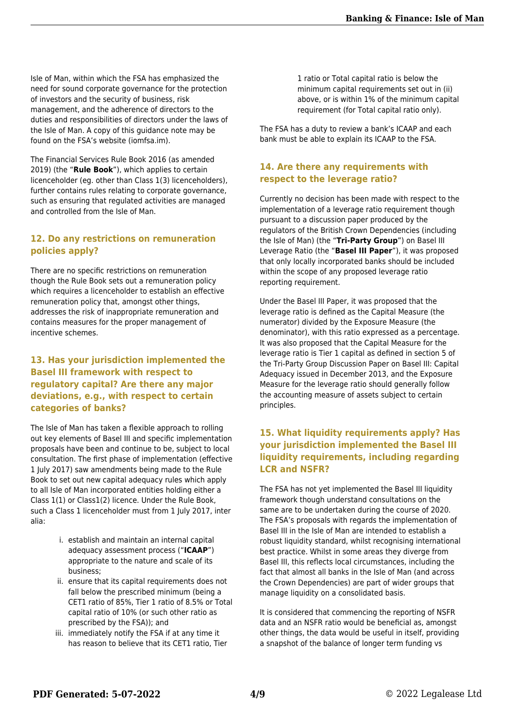Isle of Man, within which the FSA has emphasized the need for sound corporate governance for the protection of investors and the security of business, risk management, and the adherence of directors to the duties and responsibilities of directors under the laws of the Isle of Man. A copy of this guidance note may be found on the FSA's website (iomfsa.im).

The Financial Services Rule Book 2016 (as amended 2019) (the "**Rule Book**"), which applies to certain licenceholder (eg. other than Class 1(3) licenceholders), further contains rules relating to corporate governance, such as ensuring that regulated activities are managed and controlled from the Isle of Man.

## 12. Do any restrictions on remuneration policies apply?

There are no specific restrictions on remuneration though the Rule Book sets out a remuneration policy which requires a licenceholder to establish an effective remuneration policy that, amongst other things, addresses the risk of inappropriate remuneration and contains measures for the proper management of incentive schemes.

## 13. Has your jurisdiction implemented the Basel III framework with respect to regulatory capital? Are there any major deviations, e.g., with respect to certain categories of banks?

The Isle of Man has taken a flexible approach to rolling out key elements of Basel III and specific implementation proposals have been and continue to be, subject to local consultation. The first phase of implementation (effective 1 July 2017) saw amendments being made to the Rule Book to set out new capital adequacy rules which apply to all Isle of Man incorporated entities holding either a Class 1(1) or Class1(2) licence. Under the Rule Book, such a Class 1 licenceholder must from 1 July 2017, inter alia:

i. establish and maintain an internal capital adequacy assessment process ("**ICAAP**") appropriate to the nature and scale of its business;
ii. ensure that its capital requirements does not fall below the prescribed minimum (being a CET1 ratio of 85%, Tier 1 ratio of 8.5% or Total capital ratio of 10% (or such other ratio as prescribed by the FSA)); and
iii. immediately notify the FSA if at any time it has reason to believe that its CET1 ratio, Tier 1 ratio or Total capital ratio is below the minimum capital requirements set out in (ii) above, or is within 1% of the minimum capital requirement (for Total capital ratio only).

The FSA has a duty to review a bank's ICAAP and each bank must be able to explain its ICAAP to the FSA.

## 14. Are there any requirements with respect to the leverage ratio?

Currently no decision has been made with respect to the implementation of a leverage ratio requirement though pursuant to a discussion paper produced by the regulators of the British Crown Dependencies (including the Isle of Man) (the "**Tri-Party Group**") on Basel III Leverage Ratio (the "**Basel III Paper**"), it was proposed that only locally incorporated banks should be included within the scope of any proposed leverage ratio reporting requirement.

Under the Basel III Paper, it was proposed that the leverage ratio is defined as the Capital Measure (the numerator) divided by the Exposure Measure (the denominator), with this ratio expressed as a percentage. It was also proposed that the Capital Measure for the leverage ratio is Tier 1 capital as defined in section 5 of the Tri-Party Group Discussion Paper on Basel III: Capital Adequacy issued in December 2013, and the Exposure Measure for the leverage ratio should generally follow the accounting measure of assets subject to certain principles.

## 15. What liquidity requirements apply? Has your jurisdiction implemented the Basel III liquidity requirements, including regarding LCR and NSFR?

The FSA has not yet implemented the Basel III liquidity framework though understand consultations on the same are to be undertaken during the course of 2020. The FSA's proposals with regards the implementation of Basel III in the Isle of Man are intended to establish a robust liquidity standard, whilst recognising international best practice. Whilst in some areas they diverge from Basel III, this reflects local circumstances, including the fact that almost all banks in the Isle of Man (and across the Crown Dependencies) are part of wider groups that manage liquidity on a consolidated basis.

It is considered that commencing the reporting of NSFR data and an NSFR ratio would be beneficial as, amongst other things, the data would be useful in itself, providing a snapshot of the balance of longer term funding vs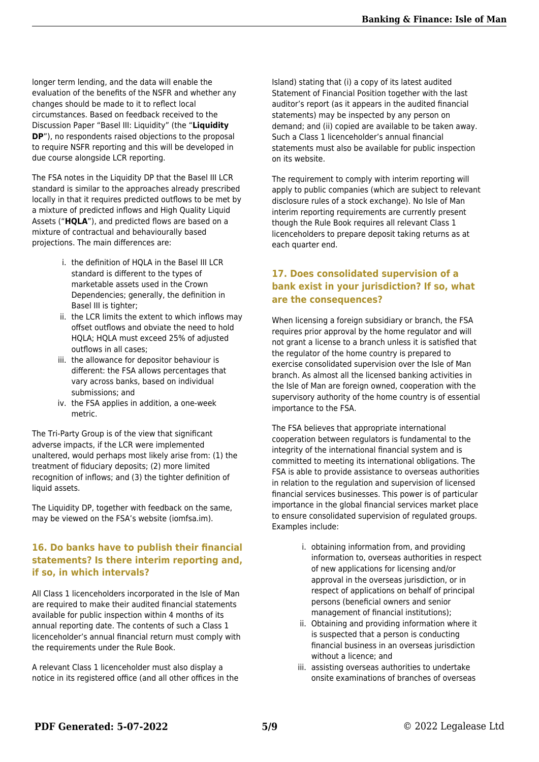longer term lending, and the data will enable the evaluation of the benefits of the NSFR and whether any changes should be made to it to reflect local circumstances. Based on feedback received to the Discussion Paper "Basel III: Liquidity" (the "**Liquidity DP**"), no respondents raised objections to the proposal to require NSFR reporting and this will be developed in due course alongside LCR reporting.

The FSA notes in the Liquidity DP that the Basel III LCR standard is similar to the approaches already prescribed locally in that it requires predicted outflows to be met by a mixture of predicted inflows and High Quality Liquid Assets ("**HQLA**"), and predicted flows are based on a mixture of contractual and behaviourally based projections. The main differences are:

i. the definition of HQLA in the Basel III LCR standard is different to the types of marketable assets used in the Crown Dependencies; generally, the definition in Basel III is tighter;
ii. the LCR limits the extent to which inflows may offset outflows and obviate the need to hold HQLA; HQLA must exceed 25% of adjusted outflows in all cases;
iii. the allowance for depositor behaviour is different: the FSA allows percentages that vary across banks, based on individual submissions; and
iv. the FSA applies in addition, a one-week metric.

The Tri-Party Group is of the view that significant adverse impacts, if the LCR were implemented unaltered, would perhaps most likely arise from: (1) the treatment of fiduciary deposits; (2) more limited recognition of inflows; and (3) the tighter definition of liquid assets.

The Liquidity DP, together with feedback on the same, may be viewed on the FSA's website (iomfsa.im).

## 16. Do banks have to publish their financial statements? Is there interim reporting and, if so, in which intervals?

All Class 1 licenceholders incorporated in the Isle of Man are required to make their audited financial statements available for public inspection within 4 months of its annual reporting date. The contents of such a Class 1 licenceholder's annual financial return must comply with the requirements under the Rule Book.

A relevant Class 1 licenceholder must also display a notice in its registered office (and all other offices in the Island) stating that (i) a copy of its latest audited Statement of Financial Position together with the last auditor's report (as it appears in the audited financial statements) may be inspected by any person on demand; and (ii) copied are available to be taken away. Such a Class 1 licenceholder's annual financial statements must also be available for public inspection on its website.

The requirement to comply with interim reporting will apply to public companies (which are subject to relevant disclosure rules of a stock exchange). No Isle of Man interim reporting requirements are currently present though the Rule Book requires all relevant Class 1 licenceholders to prepare deposit taking returns as at each quarter end.

## 17. Does consolidated supervision of a bank exist in your jurisdiction? If so, what are the consequences?

When licensing a foreign subsidiary or branch, the FSA requires prior approval by the home regulator and will not grant a license to a branch unless it is satisfied that the regulator of the home country is prepared to exercise consolidated supervision over the Isle of Man branch. As almost all the licensed banking activities in the Isle of Man are foreign owned, cooperation with the supervisory authority of the home country is of essential importance to the FSA.

The FSA believes that appropriate international cooperation between regulators is fundamental to the integrity of the international financial system and is committed to meeting its international obligations. The FSA is able to provide assistance to overseas authorities in relation to the regulation and supervision of licensed financial services businesses. This power is of particular importance in the global financial services market place to ensure consolidated supervision of regulated groups. Examples include:

i. obtaining information from, and providing information to, overseas authorities in respect of new applications for licensing and/or approval in the overseas jurisdiction, or in respect of applications on behalf of principal persons (beneficial owners and senior management of financial institutions);
ii. Obtaining and providing information where it is suspected that a person is conducting financial business in an overseas jurisdiction without a licence; and
iii. assisting overseas authorities to undertake onsite examinations of branches of overseas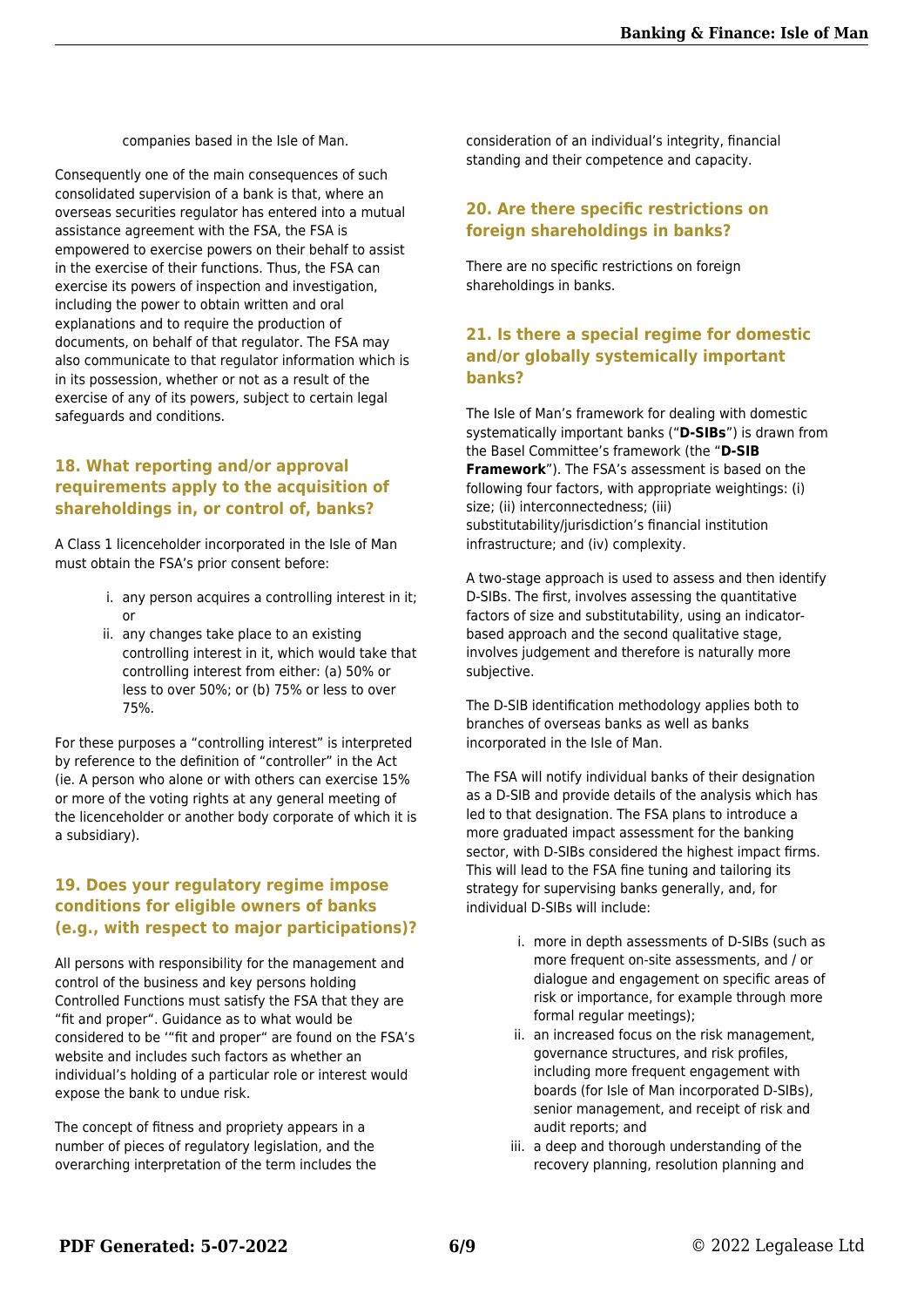companies based in the Isle of Man.

Consequently one of the main consequences of such consolidated supervision of a bank is that, where an overseas securities regulator has entered into a mutual assistance agreement with the FSA, the FSA is empowered to exercise powers on their behalf to assist in the exercise of their functions. Thus, the FSA can exercise its powers of inspection and investigation, including the power to obtain written and oral explanations and to require the production of documents, on behalf of that regulator. The FSA may also communicate to that regulator information which is in its possession, whether or not as a result of the exercise of any of its powers, subject to certain legal safeguards and conditions.

## 18. What reporting and/or approval requirements apply to the acquisition of shareholdings in, or control of, banks?

A Class 1 licenceholder incorporated in the Isle of Man must obtain the FSA's prior consent before:

i. any person acquires a controlling interest in it; or
ii. any changes take place to an existing controlling interest in it, which would take that controlling interest from either: (a) 50% or less to over 50%; or (b) 75% or less to over 75%.

For these purposes a "controlling interest" is interpreted by reference to the definition of "controller" in the Act (ie. A person who alone or with others can exercise 15% or more of the voting rights at any general meeting of the licenceholder or another body corporate of which it is a subsidiary).

## 19. Does your regulatory regime impose conditions for eligible owners of banks (e.g., with respect to major participations)?

All persons with responsibility for the management and control of the business and key persons holding Controlled Functions must satisfy the FSA that they are "fit and proper". Guidance as to what would be considered to be '"fit and proper" are found on the FSA's website and includes such factors as whether an individual's holding of a particular role or interest would expose the bank to undue risk.

The concept of fitness and propriety appears in a number of pieces of regulatory legislation, and the overarching interpretation of the term includes the consideration of an individual's integrity, financial standing and their competence and capacity.

## 20. Are there specific restrictions on foreign shareholdings in banks?

There are no specific restrictions on foreign shareholdings in banks.

## 21. Is there a special regime for domestic and/or globally systemically important banks?

The Isle of Man's framework for dealing with domestic systematically important banks ("**D-SIBs**") is drawn from the Basel Committee's framework (the "**D-SIB Framework**"). The FSA's assessment is based on the following four factors, with appropriate weightings: (i) size; (ii) interconnectedness; (iii) substitutability/jurisdiction's financial institution infrastructure; and (iv) complexity.

A two-stage approach is used to assess and then identify D-SIBs. The first, involves assessing the quantitative factors of size and substitutability, using an indicator-based approach and the second qualitative stage, involves judgement and therefore is naturally more subjective.

The D-SIB identification methodology applies both to branches of overseas banks as well as banks incorporated in the Isle of Man.

The FSA will notify individual banks of their designation as a D-SIB and provide details of the analysis which has led to that designation. The FSA plans to introduce a more graduated impact assessment for the banking sector, with D-SIBs considered the highest impact firms. This will lead to the FSA fine tuning and tailoring its strategy for supervising banks generally, and, for individual D-SIBs will include:

i. more in depth assessments of D-SIBs (such as more frequent on-site assessments, and / or dialogue and engagement on specific areas of risk or importance, for example through more formal regular meetings);
ii. an increased focus on the risk management, governance structures, and risk profiles, including more frequent engagement with boards (for Isle of Man incorporated D-SIBs), senior management, and receipt of risk and audit reports; and
iii. a deep and thorough understanding of the recovery planning, resolution planning and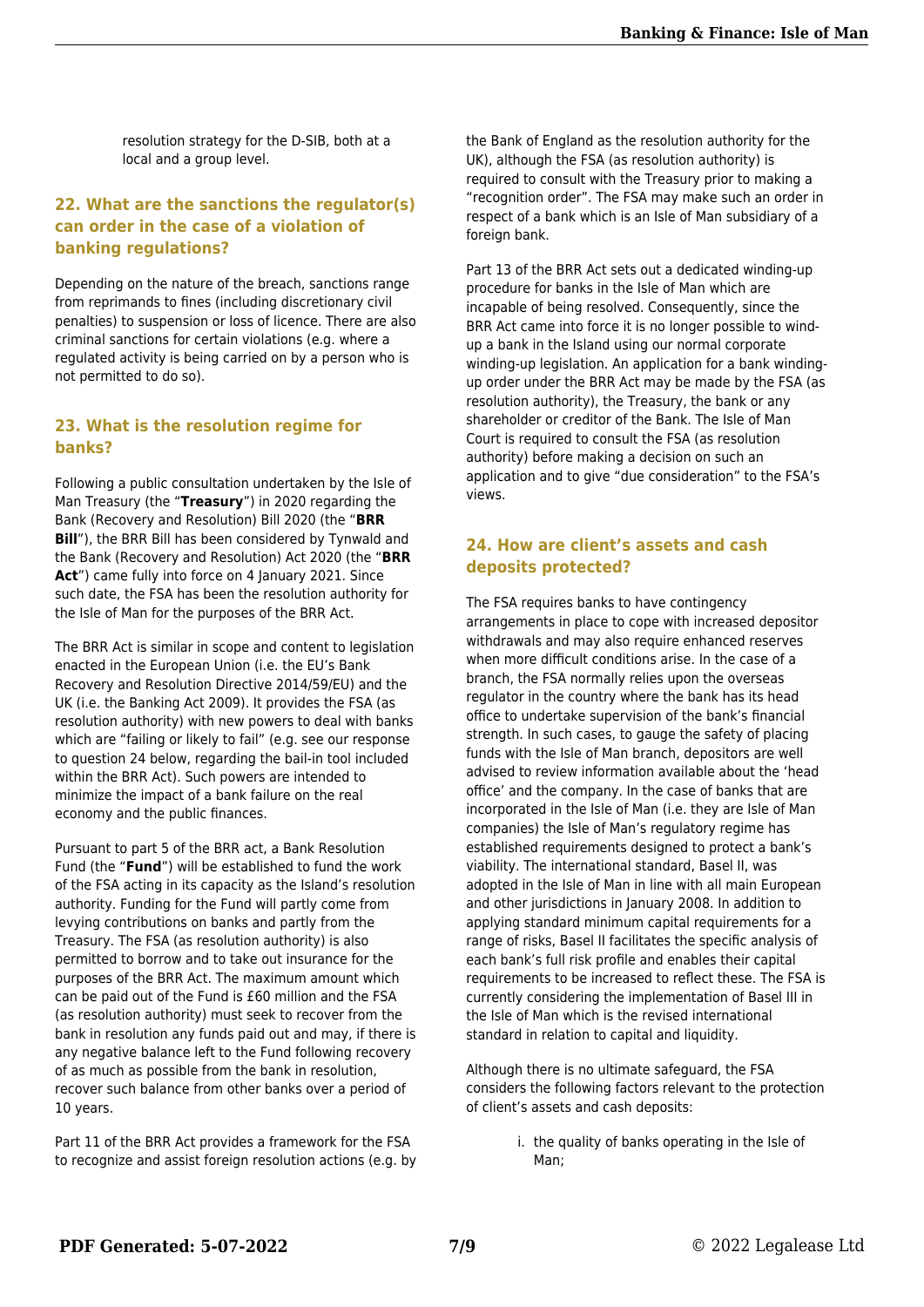resolution strategy for the D-SIB, both at a local and a group level.

## 22. What are the sanctions the regulator(s) can order in the case of a violation of banking regulations?

Depending on the nature of the breach, sanctions range from reprimands to fines (including discretionary civil penalties) to suspension or loss of licence. There are also criminal sanctions for certain violations (e.g. where a regulated activity is being carried on by a person who is not permitted to do so).

## 23. What is the resolution regime for banks?

Following a public consultation undertaken by the Isle of Man Treasury (the "**Treasury**") in 2020 regarding the Bank (Recovery and Resolution) Bill 2020 (the "**BRR Bill**"), the BRR Bill has been considered by Tynwald and the Bank (Recovery and Resolution) Act 2020 (the "**BRR Act**") came fully into force on 4 January 2021. Since such date, the FSA has been the resolution authority for the Isle of Man for the purposes of the BRR Act.

The BRR Act is similar in scope and content to legislation enacted in the European Union (i.e. the EU's Bank Recovery and Resolution Directive 2014/59/EU) and the UK (i.e. the Banking Act 2009). It provides the FSA (as resolution authority) with new powers to deal with banks which are "failing or likely to fail" (e.g. see our response to question 24 below, regarding the bail-in tool included within the BRR Act). Such powers are intended to minimize the impact of a bank failure on the real economy and the public finances.

Pursuant to part 5 of the BRR act, a Bank Resolution Fund (the "**Fund**") will be established to fund the work of the FSA acting in its capacity as the Island's resolution authority. Funding for the Fund will partly come from levying contributions on banks and partly from the Treasury. The FSA (as resolution authority) is also permitted to borrow and to take out insurance for the purposes of the BRR Act. The maximum amount which can be paid out of the Fund is £60 million and the FSA (as resolution authority) must seek to recover from the bank in resolution any funds paid out and may, if there is any negative balance left to the Fund following recovery of as much as possible from the bank in resolution, recover such balance from other banks over a period of 10 years.

Part 11 of the BRR Act provides a framework for the FSA to recognize and assist foreign resolution actions (e.g. by the Bank of England as the resolution authority for the UK), although the FSA (as resolution authority) is required to consult with the Treasury prior to making a "recognition order". The FSA may make such an order in respect of a bank which is an Isle of Man subsidiary of a foreign bank.

Part 13 of the BRR Act sets out a dedicated winding-up procedure for banks in the Isle of Man which are incapable of being resolved. Consequently, since the BRR Act came into force it is no longer possible to wind-up a bank in the Island using our normal corporate winding-up legislation. An application for a bank winding-up order under the BRR Act may be made by the FSA (as resolution authority), the Treasury, the bank or any shareholder or creditor of the Bank. The Isle of Man Court is required to consult the FSA (as resolution authority) before making a decision on such an application and to give "due consideration" to the FSA's views.

## 24. How are client's assets and cash deposits protected?

The FSA requires banks to have contingency arrangements in place to cope with increased depositor withdrawals and may also require enhanced reserves when more difficult conditions arise. In the case of a branch, the FSA normally relies upon the overseas regulator in the country where the bank has its head office to undertake supervision of the bank's financial strength. In such cases, to gauge the safety of placing funds with the Isle of Man branch, depositors are well advised to review information available about the 'head office' and the company. In the case of banks that are incorporated in the Isle of Man (i.e. they are Isle of Man companies) the Isle of Man's regulatory regime has established requirements designed to protect a bank's viability. The international standard, Basel II, was adopted in the Isle of Man in line with all main European and other jurisdictions in January 2008. In addition to applying standard minimum capital requirements for a range of risks, Basel II facilitates the specific analysis of each bank's full risk profile and enables their capital requirements to be increased to reflect these. The FSA is currently considering the implementation of Basel III in the Isle of Man which is the revised international standard in relation to capital and liquidity.

Although there is no ultimate safeguard, the FSA considers the following factors relevant to the protection of client's assets and cash deposits:

i. the quality of banks operating in the Isle of Man;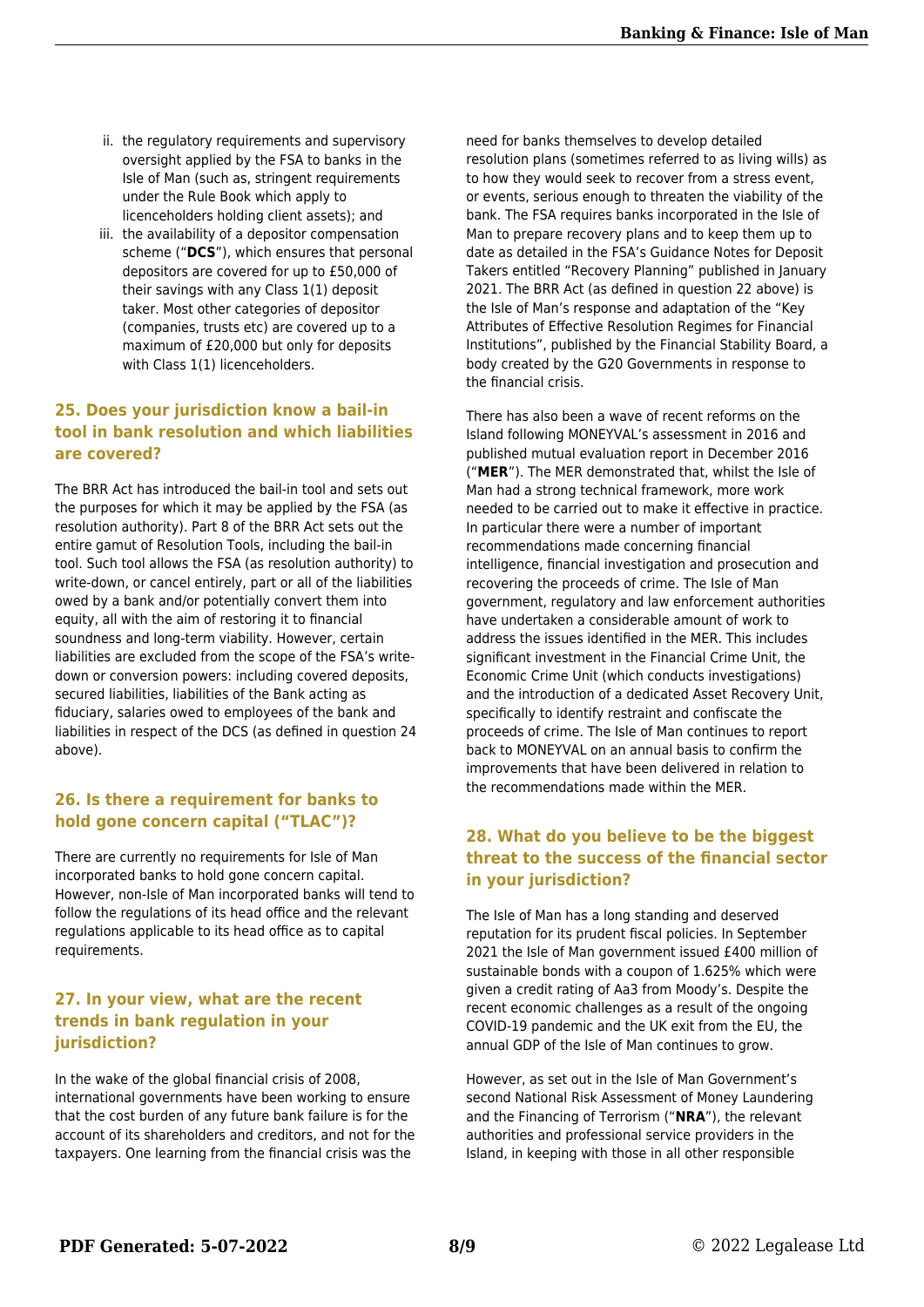ii. the regulatory requirements and supervisory oversight applied by the FSA to banks in the Isle of Man (such as, stringent requirements under the Rule Book which apply to licenceholders holding client assets); and
iii. the availability of a depositor compensation scheme ("**DCS**"), which ensures that personal depositors are covered for up to £50,000 of their savings with any Class 1(1) deposit taker. Most other categories of depositor (companies, trusts etc) are covered up to a maximum of £20,000 but only for deposits with Class 1(1) licenceholders.

## 25. Does your jurisdiction know a bail-in tool in bank resolution and which liabilities are covered?

The BRR Act has introduced the bail-in tool and sets out the purposes for which it may be applied by the FSA (as resolution authority). Part 8 of the BRR Act sets out the entire gamut of Resolution Tools, including the bail-in tool. Such tool allows the FSA (as resolution authority) to write-down, or cancel entirely, part or all of the liabilities owed by a bank and/or potentially convert them into equity, all with the aim of restoring it to financial soundness and long-term viability. However, certain liabilities are excluded from the scope of the FSA's write-down or conversion powers: including covered deposits, secured liabilities, liabilities of the Bank acting as fiduciary, salaries owed to employees of the bank and liabilities in respect of the DCS (as defined in question 24 above).

## 26. Is there a requirement for banks to hold gone concern capital ("TLAC")?

There are currently no requirements for Isle of Man incorporated banks to hold gone concern capital. However, non-Isle of Man incorporated banks will tend to follow the regulations of its head office and the relevant regulations applicable to its head office as to capital requirements.

## 27. In your view, what are the recent trends in bank regulation in your jurisdiction?

In the wake of the global financial crisis of 2008, international governments have been working to ensure that the cost burden of any future bank failure is for the account of its shareholders and creditors, and not for the taxpayers. One learning from the financial crisis was the need for banks themselves to develop detailed resolution plans (sometimes referred to as living wills) as to how they would seek to recover from a stress event, or events, serious enough to threaten the viability of the bank. The FSA requires banks incorporated in the Isle of Man to prepare recovery plans and to keep them up to date as detailed in the FSA's Guidance Notes for Deposit Takers entitled "Recovery Planning" published in January 2021. The BRR Act (as defined in question 22 above) is the Isle of Man's response and adaptation of the "Key Attributes of Effective Resolution Regimes for Financial Institutions", published by the Financial Stability Board, a body created by the G20 Governments in response to the financial crisis.

There has also been a wave of recent reforms on the Island following MONEYVAL's assessment in 2016 and published mutual evaluation report in December 2016 ("**MER**"). The MER demonstrated that, whilst the Isle of Man had a strong technical framework, more work needed to be carried out to make it effective in practice. In particular there were a number of important recommendations made concerning financial intelligence, financial investigation and prosecution and recovering the proceeds of crime. The Isle of Man government, regulatory and law enforcement authorities have undertaken a considerable amount of work to address the issues identified in the MER. This includes significant investment in the Financial Crime Unit, the Economic Crime Unit (which conducts investigations) and the introduction of a dedicated Asset Recovery Unit, specifically to identify restraint and confiscate the proceeds of crime. The Isle of Man continues to report back to MONEYVAL on an annual basis to confirm the improvements that have been delivered in relation to the recommendations made within the MER.

## 28. What do you believe to be the biggest threat to the success of the financial sector in your jurisdiction?

The Isle of Man has a long standing and deserved reputation for its prudent fiscal policies. In September 2021 the Isle of Man government issued £400 million of sustainable bonds with a coupon of 1.625% which were given a credit rating of Aa3 from Moody's. Despite the recent economic challenges as a result of the ongoing COVID-19 pandemic and the UK exit from the EU, the annual GDP of the Isle of Man continues to grow.

However, as set out in the Isle of Man Government's second National Risk Assessment of Money Laundering and the Financing of Terrorism ("**NRA**"), the relevant authorities and professional service providers in the Island, in keeping with those in all other responsible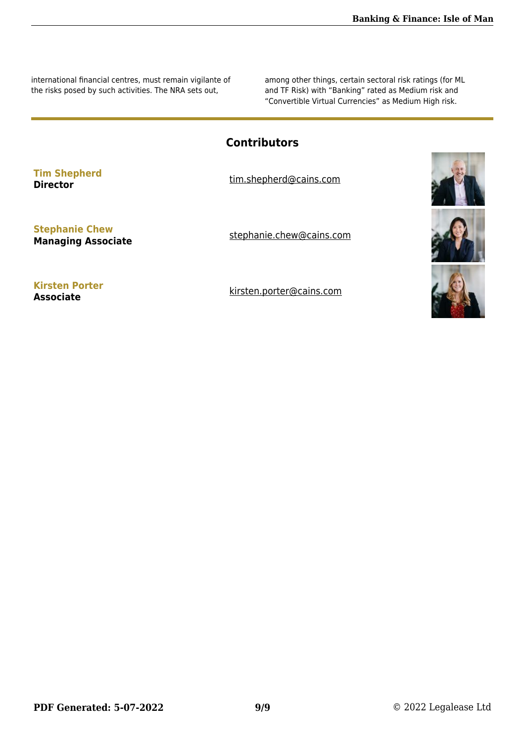international financial centres, must remain vigilante of the risks posed by such activities. The NRA sets out, among other things, certain sectoral risk ratings (for ML and TF Risk) with "Banking" rated as Medium risk and "Convertible Virtual Currencies" as Medium High risk.

## Contributors

**Tim Shepherd**
**Director**

tim.shepherd@cains.com

**Stephanie Chew**
**Managing Associate**

stephanie.chew@cains.com

**Kirsten Porter**
**Associate**

kirsten.porter@cains.com